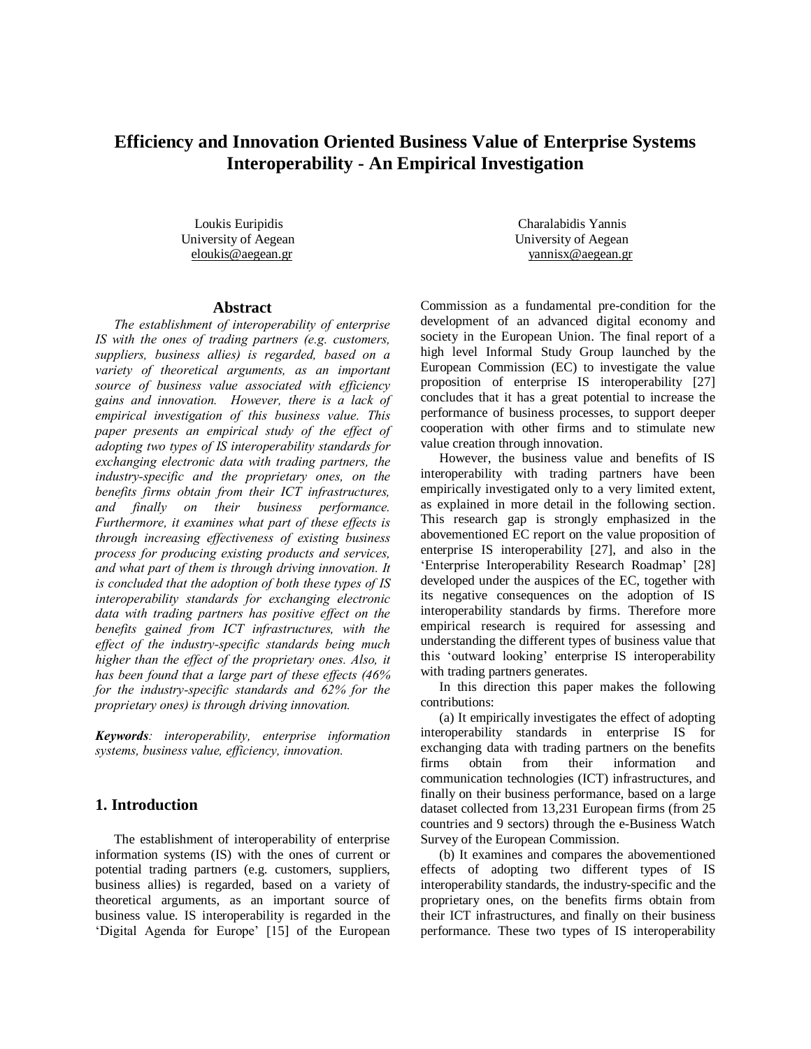# Efficiency and Innovation Oriented Business Value of Enterprise Systems Interoperability - An Empirical Investigation

Loukis Euripidis
University of Aegean
eloukis@aegean.gr

Charalabidis Yannis
University of Aegean
yannisx@aegean.gr

## Abstract

*The establishment of interoperability of enterprise IS with the ones of trading partners (e.g. customers, suppliers, business allies) is regarded, based on a variety of theoretical arguments, as an important source of business value associated with efficiency gains and innovation. However, there is a lack of empirical investigation of this business value. This paper presents an empirical study of the effect of adopting two types of IS interoperability standards for exchanging electronic data with trading partners, the industry-specific and the proprietary ones, on the benefits firms obtain from their ICT infrastructures, and finally on their business performance. Furthermore, it examines what part of these effects is through increasing effectiveness of existing business process for producing existing products and services, and what part of them is through driving innovation. It is concluded that the adoption of both these types of IS interoperability standards for exchanging electronic data with trading partners has positive effect on the benefits gained from ICT infrastructures, with the effect of the industry-specific standards being much higher than the effect of the proprietary ones. Also, it has been found that a large part of these effects (46% for the industry-specific standards and 62% for the proprietary ones) is through driving innovation.*

***Keywords****: interoperability, enterprise information systems, business value, efficiency, innovation.*

## 1. Introduction

The establishment of interoperability of enterprise information systems (IS) with the ones of current or potential trading partners (e.g. customers, suppliers, business allies) is regarded, based on a variety of theoretical arguments, as an important source of business value. IS interoperability is regarded in the 'Digital Agenda for Europe' [15] of the European Commission as a fundamental pre-condition for the development of an advanced digital economy and society in the European Union. The final report of a high level Informal Study Group launched by the European Commission (EC) to investigate the value proposition of enterprise IS interoperability [27] concludes that it has a great potential to increase the performance of business processes, to support deeper cooperation with other firms and to stimulate new value creation through innovation.

However, the business value and benefits of IS interoperability with trading partners have been empirically investigated only to a very limited extent, as explained in more detail in the following section. This research gap is strongly emphasized in the abovementioned EC report on the value proposition of enterprise IS interoperability [27], and also in the 'Enterprise Interoperability Research Roadmap' [28] developed under the auspices of the EC, together with its negative consequences on the adoption of IS interoperability standards by firms. Therefore more empirical research is required for assessing and understanding the different types of business value that this 'outward looking' enterprise IS interoperability with trading partners generates.

In this direction this paper makes the following contributions:

(a) It empirically investigates the effect of adopting interoperability standards in enterprise IS for exchanging data with trading partners on the benefits firms obtain from their information and communication technologies (ICT) infrastructures, and finally on their business performance, based on a large dataset collected from 13,231 European firms (from 25 countries and 9 sectors) through the e-Business Watch Survey of the European Commission.

(b) It examines and compares the abovementioned effects of adopting two different types of IS interoperability standards, the industry-specific and the proprietary ones, on the benefits firms obtain from their ICT infrastructures, and finally on their business performance. These two types of IS interoperability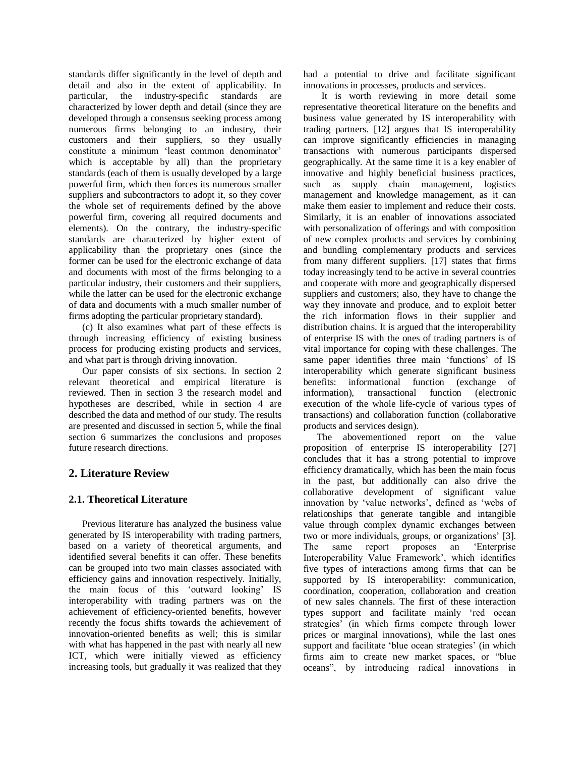standards differ significantly in the level of depth and detail and also in the extent of applicability. In particular, the industry-specific standards are characterized by lower depth and detail (since they are developed through a consensus seeking process among numerous firms belonging to an industry, their customers and their suppliers, so they usually constitute a minimum 'least common denominator' which is acceptable by all) than the proprietary standards (each of them is usually developed by a large powerful firm, which then forces its numerous smaller suppliers and subcontractors to adopt it, so they cover the whole set of requirements defined by the above powerful firm, covering all required documents and elements). On the contrary, the industry-specific standards are characterized by higher extent of applicability than the proprietary ones (since the former can be used for the electronic exchange of data and documents with most of the firms belonging to a particular industry, their customers and their suppliers, while the latter can be used for the electronic exchange of data and documents with a much smaller number of firms adopting the particular proprietary standard).

(c) It also examines what part of these effects is through increasing efficiency of existing business process for producing existing products and services, and what part is through driving innovation.

Our paper consists of six sections. In section 2 relevant theoretical and empirical literature is reviewed. Then in section 3 the research model and hypotheses are described, while in section 4 are described the data and method of our study. The results are presented and discussed in section 5, while the final section 6 summarizes the conclusions and proposes future research directions.

## 2. Literature Review

### 2.1. Theoretical Literature

Previous literature has analyzed the business value generated by IS interoperability with trading partners, based on a variety of theoretical arguments, and identified several benefits it can offer. These benefits can be grouped into two main classes associated with efficiency gains and innovation respectively. Initially, the main focus of this 'outward looking' IS interoperability with trading partners was on the achievement of efficiency-oriented benefits, however recently the focus shifts towards the achievement of innovation-oriented benefits as well; this is similar with what has happened in the past with nearly all new ICT, which were initially viewed as efficiency increasing tools, but gradually it was realized that they had a potential to drive and facilitate significant innovations in processes, products and services.

It is worth reviewing in more detail some representative theoretical literature on the benefits and business value generated by IS interoperability with trading partners. [12] argues that IS interoperability can improve significantly efficiencies in managing transactions with numerous participants dispersed geographically. At the same time it is a key enabler of innovative and highly beneficial business practices, such as supply chain management, logistics management and knowledge management, as it can make them easier to implement and reduce their costs. Similarly, it is an enabler of innovations associated with personalization of offerings and with composition of new complex products and services by combining and bundling complementary products and services from many different suppliers. [17] states that firms today increasingly tend to be active in several countries and cooperate with more and geographically dispersed suppliers and customers; also, they have to change the way they innovate and produce, and to exploit better the rich information flows in their supplier and distribution chains. It is argued that the interoperability of enterprise IS with the ones of trading partners is of vital importance for coping with these challenges. The same paper identifies three main 'functions' of IS interoperability which generate significant business benefits: informational function (exchange of information), transactional function (electronic execution of the whole life-cycle of various types of transactions) and collaboration function (collaborative products and services design).

The abovementioned report on the value proposition of enterprise IS interoperability [27] concludes that it has a strong potential to improve efficiency dramatically, which has been the main focus in the past, but additionally can also drive the collaborative development of significant value innovation by 'value networks', defined as 'webs of relationships that generate tangible and intangible value through complex dynamic exchanges between two or more individuals, groups, or organizations' [3]. The same report proposes an 'Enterprise Interoperability Value Framework', which identifies five types of interactions among firms that can be supported by IS interoperability: communication, coordination, cooperation, collaboration and creation of new sales channels. The first of these interaction types support and facilitate mainly 'red ocean strategies' (in which firms compete through lower prices or marginal innovations), while the last ones support and facilitate 'blue ocean strategies' (in which firms aim to create new market spaces, or "blue oceans", by introducing radical innovations in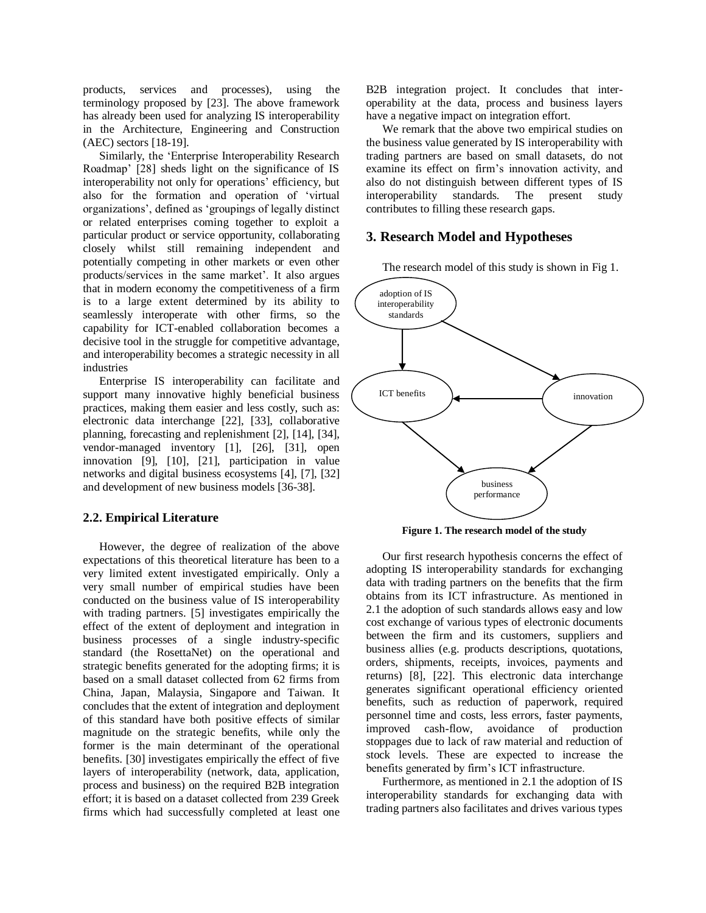products, services and processes), using the terminology proposed by [23]. The above framework has already been used for analyzing IS interoperability in the Architecture, Engineering and Construction (AEC) sectors [18-19].

Similarly, the 'Enterprise Interoperability Research Roadmap' [28] sheds light on the significance of IS interoperability not only for operations' efficiency, but also for the formation and operation of 'virtual organizations', defined as 'groupings of legally distinct or related enterprises coming together to exploit a particular product or service opportunity, collaborating closely whilst still remaining independent and potentially competing in other markets or even other products/services in the same market'. It also argues that in modern economy the competitiveness of a firm is to a large extent determined by its ability to seamlessly interoperate with other firms, so the capability for ICT-enabled collaboration becomes a decisive tool in the struggle for competitive advantage, and interoperability becomes a strategic necessity in all industries

Enterprise IS interoperability can facilitate and support many innovative highly beneficial business practices, making them easier and less costly, such as: electronic data interchange [22], [33], collaborative planning, forecasting and replenishment [2], [14], [34], vendor-managed inventory [1], [26], [31], open innovation [9], [10], [21], participation in value networks and digital business ecosystems [4], [7], [32] and development of new business models [36-38].

### 2.2. Empirical Literature

However, the degree of realization of the above expectations of this theoretical literature has been to a very limited extent investigated empirically. Only a very small number of empirical studies have been conducted on the business value of IS interoperability with trading partners. [5] investigates empirically the effect of the extent of deployment and integration in business processes of a single industry-specific standard (the RosettaNet) on the operational and strategic benefits generated for the adopting firms; it is based on a small dataset collected from 62 firms from China, Japan, Malaysia, Singapore and Taiwan. It concludes that the extent of integration and deployment of this standard have both positive effects of similar magnitude on the strategic benefits, while only the former is the main determinant of the operational benefits. [30] investigates empirically the effect of five layers of interoperability (network, data, application, process and business) on the required B2B integration effort; it is based on a dataset collected from 239 Greek firms which had successfully completed at least one B2B integration project. It concludes that inter-operability at the data, process and business layers have a negative impact on integration effort.

We remark that the above two empirical studies on the business value generated by IS interoperability with trading partners are based on small datasets, do not examine its effect on firm's innovation activity, and also do not distinguish between different types of IS interoperability standards. The present study contributes to filling these research gaps.

## 3. Research Model and Hypotheses

The research model of this study is shown in Fig 1.

adoption of IS interoperability standards → ICT benefits; adoption of IS interoperability standards → innovation; innovation → ICT benefits; ICT benefits → business performance; innovation → business performance

**Figure 1. The research model of the study**

Our first research hypothesis concerns the effect of adopting IS interoperability standards for exchanging data with trading partners on the benefits that the firm obtains from its ICT infrastructure. As mentioned in 2.1 the adoption of such standards allows easy and low cost exchange of various types of electronic documents between the firm and its customers, suppliers and business allies (e.g. products descriptions, quotations, orders, shipments, receipts, invoices, payments and returns) [8], [22]. This electronic data interchange generates significant operational efficiency oriented benefits, such as reduction of paperwork, required personnel time and costs, less errors, faster payments, improved cash-flow, avoidance of production stoppages due to lack of raw material and reduction of stock levels. These are expected to increase the benefits generated by firm's ICT infrastructure.

Furthermore, as mentioned in 2.1 the adoption of IS interoperability standards for exchanging data with trading partners also facilitates and drives various types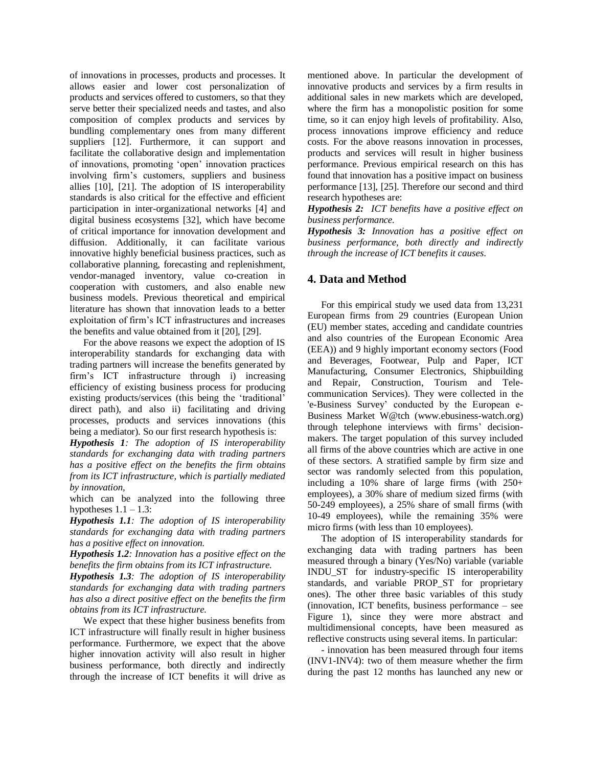of innovations in processes, products and processes. It allows easier and lower cost personalization of products and services offered to customers, so that they serve better their specialized needs and tastes, and also composition of complex products and services by bundling complementary ones from many different suppliers [12]. Furthermore, it can support and facilitate the collaborative design and implementation of innovations, promoting 'open' innovation practices involving firm's customers, suppliers and business allies [10], [21]. The adoption of IS interoperability standards is also critical for the effective and efficient participation in inter-organizational networks [4] and digital business ecosystems [32], which have become of critical importance for innovation development and diffusion. Additionally, it can facilitate various innovative highly beneficial business practices, such as collaborative planning, forecasting and replenishment, vendor-managed inventory, value co-creation in cooperation with customers, and also enable new business models. Previous theoretical and empirical literature has shown that innovation leads to a better exploitation of firm's ICT infrastructures and increases the benefits and value obtained from it [20], [29].

For the above reasons we expect the adoption of IS interoperability standards for exchanging data with trading partners will increase the benefits generated by firm's ICT infrastructure through i) increasing efficiency of existing business process for producing existing products/services (this being the 'traditional' direct path), and also ii) facilitating and driving processes, products and services innovations (this being a mediator). So our first research hypothesis is:

***Hypothesis 1****: The adoption of IS interoperability standards for exchanging data with trading partners has a positive effect on the benefits the firm obtains from its ICT infrastructure, which is partially mediated by innovation,*

which can be analyzed into the following three hypotheses 1.1 – 1.3:

***Hypothesis 1.1****: The adoption of IS interoperability standards for exchanging data with trading partners has a positive effect on innovation.*

***Hypothesis 1.2****: Innovation has a positive effect on the benefits the firm obtains from its ICT infrastructure.*

***Hypothesis 1.3****: The adoption of IS interoperability standards for exchanging data with trading partners has also a direct positive effect on the benefits the firm obtains from its ICT infrastructure.*

We expect that these higher business benefits from ICT infrastructure will finally result in higher business performance. Furthermore, we expect that the above higher innovation activity will also result in higher business performance, both directly and indirectly through the increase of ICT benefits it will drive as mentioned above. In particular the development of innovative products and services by a firm results in additional sales in new markets which are developed, where the firm has a monopolistic position for some time, so it can enjoy high levels of profitability. Also, process innovations improve efficiency and reduce costs. For the above reasons innovation in processes, products and services will result in higher business performance. Previous empirical research on this has found that innovation has a positive impact on business performance [13], [25]. Therefore our second and third research hypotheses are:

***Hypothesis 2:*** *ICT benefits have a positive effect on business performance.*

***Hypothesis 3:*** *Innovation has a positive effect on business performance, both directly and indirectly through the increase of ICT benefits it causes.*

## 4. Data and Method

For this empirical study we used data from 13,231 European firms from 29 countries (European Union (EU) member states, acceding and candidate countries and also countries of the European Economic Area (EEA)) and 9 highly important economy sectors (Food and Beverages, Footwear, Pulp and Paper, ICT Manufacturing, Consumer Electronics, Shipbuilding and Repair, Construction, Tourism and Tele-communication Services). They were collected in the 'e-Business Survey' conducted by the European e-Business Market W@tch (www.ebusiness-watch.org) through telephone interviews with firms' decision-makers. The target population of this survey included all firms of the above countries which are active in one of these sectors. A stratified sample by firm size and sector was randomly selected from this population, including a 10% share of large firms (with 250+ employees), a 30% share of medium sized firms (with 50-249 employees), a 25% share of small firms (with 10-49 employees), while the remaining 35% were micro firms (with less than 10 employees).

The adoption of IS interoperability standards for exchanging data with trading partners has been measured through a binary (Yes/No) variable (variable INDU_ST for industry-specific IS interoperability standards, and variable PROP_ST for proprietary ones). The other three basic variables of this study (innovation, ICT benefits, business performance – see Figure 1), since they were more abstract and multidimensional concepts, have been measured as reflective constructs using several items. In particular:

- innovation has been measured through four items (INV1-INV4): two of them measure whether the firm during the past 12 months has launched any new or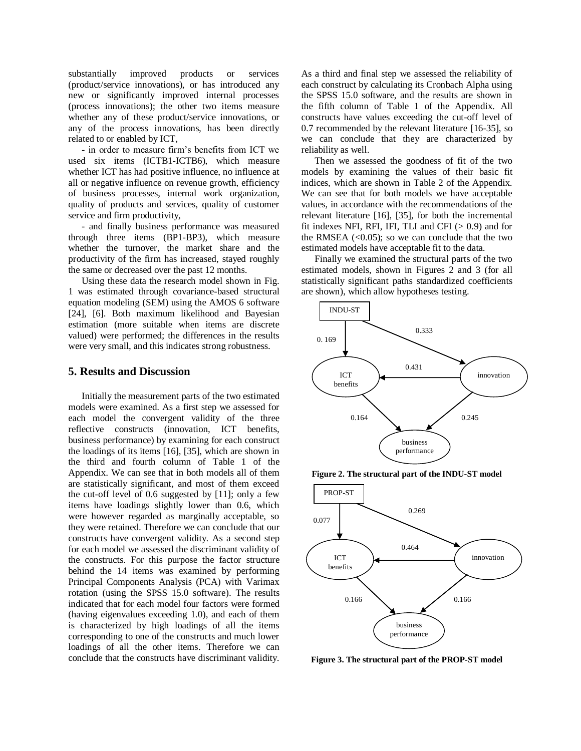substantially improved products or services (product/service innovations), or has introduced any new or significantly improved internal processes (process innovations); the other two items measure whether any of these product/service innovations, or any of the process innovations, has been directly related to or enabled by ICT,

- in order to measure firm's benefits from ICT we used six items (ICTB1-ICTB6), which measure whether ICT has had positive influence, no influence at all or negative influence on revenue growth, efficiency of business processes, internal work organization, quality of products and services, quality of customer service and firm productivity,

- and finally business performance was measured through three items (BP1-BP3), which measure whether the turnover, the market share and the productivity of the firm has increased, stayed roughly the same or decreased over the past 12 months.

Using these data the research model shown in Fig. 1 was estimated through covariance-based structural equation modeling (SEM) using the AMOS 6 software [24], [6]. Both maximum likelihood and Bayesian estimation (more suitable when items are discrete valued) were performed; the differences in the results were very small, and this indicates strong robustness.

## 5. Results and Discussion

Initially the measurement parts of the two estimated models were examined. As a first step we assessed for each model the convergent validity of the three reflective constructs (innovation, ICT benefits, business performance) by examining for each construct the loadings of its items [16], [35], which are shown in the third and fourth column of Table 1 of the Appendix. We can see that in both models all of them are statistically significant, and most of them exceed the cut-off level of 0.6 suggested by [11]; only a few items have loadings slightly lower than 0.6, which were however regarded as marginally acceptable, so they were retained. Therefore we can conclude that our constructs have convergent validity. As a second step for each model we assessed the discriminant validity of the constructs. For this purpose the factor structure behind the 14 items was examined by performing Principal Components Analysis (PCA) with Varimax rotation (using the SPSS 15.0 software). The results indicated that for each model four factors were formed (having eigenvalues exceeding 1.0), and each of them is characterized by high loadings of all the items corresponding to one of the constructs and much lower loadings of all the other items. Therefore we can conclude that the constructs have discriminant validity.

As a third and final step we assessed the reliability of each construct by calculating its Cronbach Alpha using the SPSS 15.0 software, and the results are shown in the fifth column of Table 1 of the Appendix. All constructs have values exceeding the cut-off level of 0.7 recommended by the relevant literature [16-35], so we can conclude that they are characterized by reliability as well.

Then we assessed the goodness of fit of the two models by examining the values of their basic fit indices, which are shown in Table 2 of the Appendix. We can see that for both models we have acceptable values, in accordance with the recommendations of the relevant literature [16], [35], for both the incremental fit indexes NFI, RFI, IFI, TLI and CFI (> 0.9) and for the RMSEA (<0.05); so we can conclude that the two estimated models have acceptable fit to the data.

Finally we examined the structural parts of the two estimated models, shown in Figures 2 and 3 (for all statistically significant paths standardized coefficients are shown), which allow hypotheses testing.

**Figure 2. The structural part of the INDU-ST model**

**Figure 3. The structural part of the PROP-ST model**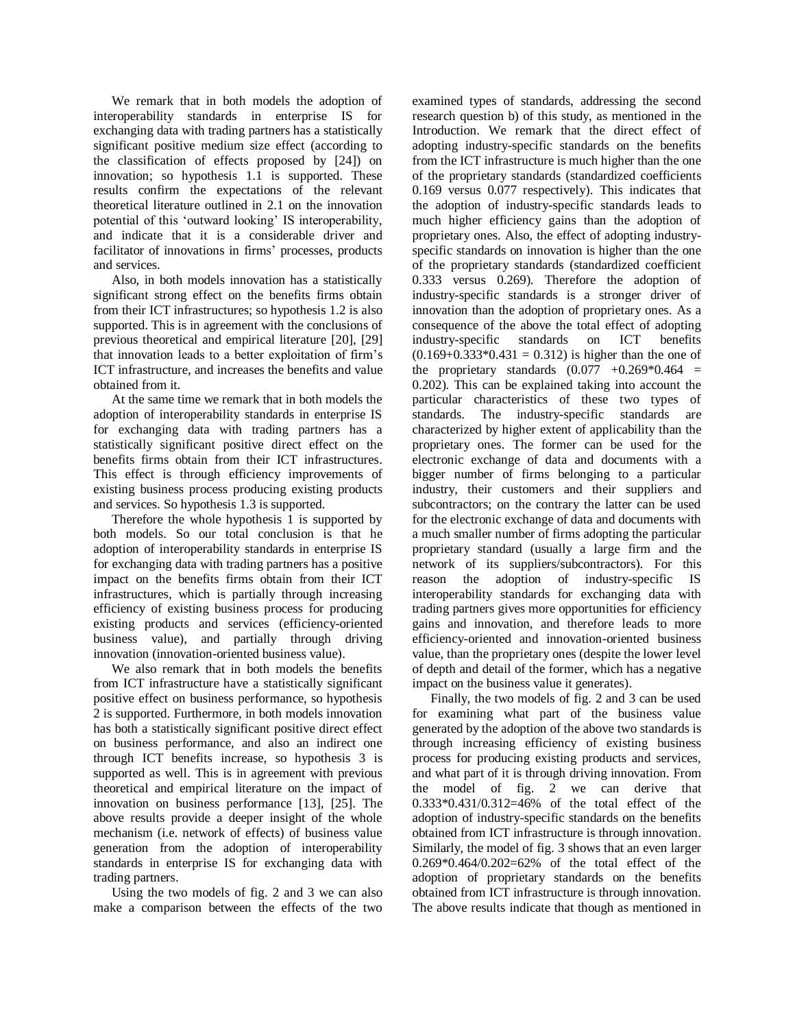We remark that in both models the adoption of interoperability standards in enterprise IS for exchanging data with trading partners has a statistically significant positive medium size effect (according to the classification of effects proposed by [24]) on innovation; so hypothesis 1.1 is supported. These results confirm the expectations of the relevant theoretical literature outlined in 2.1 on the innovation potential of this 'outward looking' IS interoperability, and indicate that it is a considerable driver and facilitator of innovations in firms' processes, products and services.

Also, in both models innovation has a statistically significant strong effect on the benefits firms obtain from their ICT infrastructures; so hypothesis 1.2 is also supported. This is in agreement with the conclusions of previous theoretical and empirical literature [20], [29] that innovation leads to a better exploitation of firm's ICT infrastructure, and increases the benefits and value obtained from it.

At the same time we remark that in both models the adoption of interoperability standards in enterprise IS for exchanging data with trading partners has a statistically significant positive direct effect on the benefits firms obtain from their ICT infrastructures. This effect is through efficiency improvements of existing business process producing existing products and services. So hypothesis 1.3 is supported.

Therefore the whole hypothesis 1 is supported by both models. So our total conclusion is that he adoption of interoperability standards in enterprise IS for exchanging data with trading partners has a positive impact on the benefits firms obtain from their ICT infrastructures, which is partially through increasing efficiency of existing business process for producing existing products and services (efficiency-oriented business value), and partially through driving innovation (innovation-oriented business value).

We also remark that in both models the benefits from ICT infrastructure have a statistically significant positive effect on business performance, so hypothesis 2 is supported. Furthermore, in both models innovation has both a statistically significant positive direct effect on business performance, and also an indirect one through ICT benefits increase, so hypothesis 3 is supported as well. This is in agreement with previous theoretical and empirical literature on the impact of innovation on business performance [13], [25]. The above results provide a deeper insight of the whole mechanism (i.e. network of effects) of business value generation from the adoption of interoperability standards in enterprise IS for exchanging data with trading partners.

Using the two models of fig. 2 and 3 we can also make a comparison between the effects of the two examined types of standards, addressing the second research question b) of this study, as mentioned in the Introduction. We remark that the direct effect of adopting industry-specific standards on the benefits from the ICT infrastructure is much higher than the one of the proprietary standards (standardized coefficients 0.169 versus 0.077 respectively). This indicates that the adoption of industry-specific standards leads to much higher efficiency gains than the adoption of proprietary ones. Also, the effect of adopting industry-specific standards on innovation is higher than the one of the proprietary standards (standardized coefficient 0.333 versus 0.269). Therefore the adoption of industry-specific standards is a stronger driver of innovation than the adoption of proprietary ones. As a consequence of the above the total effect of adopting industry-specific standards on ICT benefits ($0.169+0.333*0.431 = 0.312$) is higher than the one of the proprietary standards ($0.077 + 0.269*0.464 = 0.202$). This can be explained taking into account the particular characteristics of these two types of standards. The industry-specific standards are characterized by higher extent of applicability than the proprietary ones. The former can be used for the electronic exchange of data and documents with a bigger number of firms belonging to a particular industry, their customers and their suppliers and subcontractors; on the contrary the latter can be used for the electronic exchange of data and documents with a much smaller number of firms adopting the particular proprietary standard (usually a large firm and the network of its suppliers/subcontractors). For this reason the adoption of industry-specific IS interoperability standards for exchanging data with trading partners gives more opportunities for efficiency gains and innovation, and therefore leads to more efficiency-oriented and innovation-oriented business value, than the proprietary ones (despite the lower level of depth and detail of the former, which has a negative impact on the business value it generates).

Finally, the two models of fig. 2 and 3 can be used for examining what part of the business value generated by the adoption of the above two standards is through increasing efficiency of existing business process for producing existing products and services, and what part of it is through driving innovation. From the model of fig. 2 we can derive that $0.333*0.431/0.312=46\%$ of the total effect of the adoption of industry-specific standards on the benefits obtained from ICT infrastructure is through innovation. Similarly, the model of fig. 3 shows that an even larger $0.269*0.464/0.202=62\%$ of the total effect of the adoption of proprietary standards on the benefits obtained from ICT infrastructure is through innovation. The above results indicate that though as mentioned in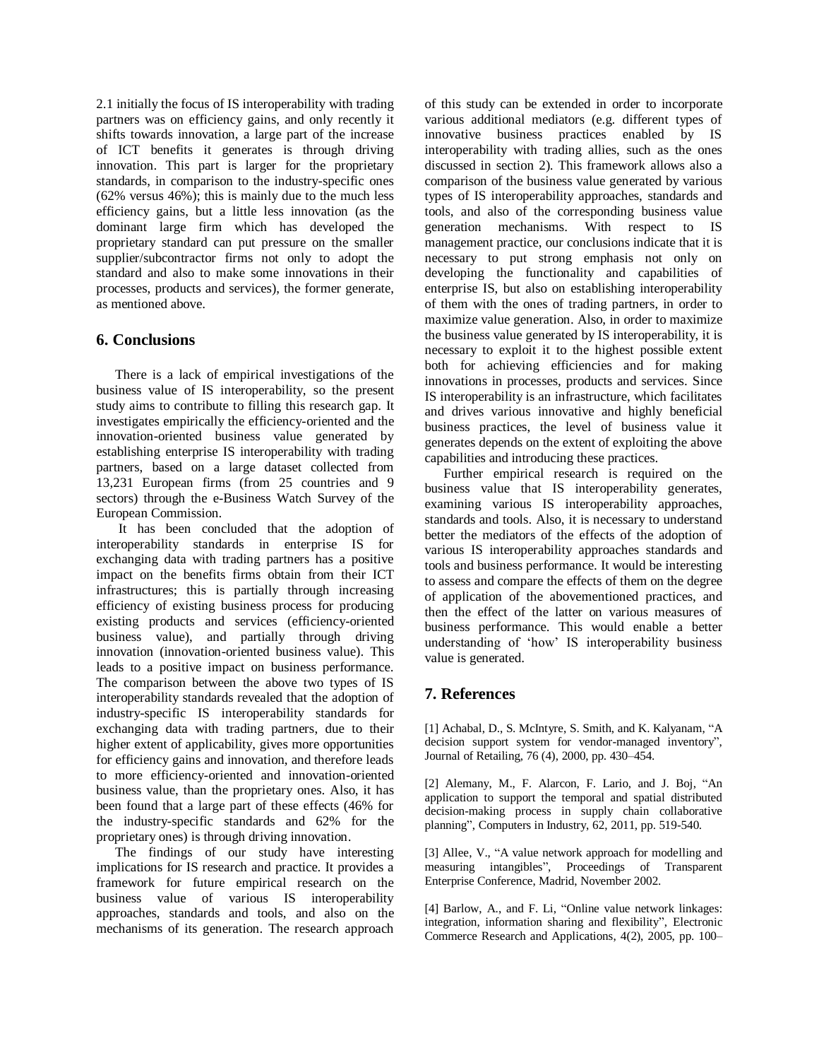2.1 initially the focus of IS interoperability with trading partners was on efficiency gains, and only recently it shifts towards innovation, a large part of the increase of ICT benefits it generates is through driving innovation. This part is larger for the proprietary standards, in comparison to the industry-specific ones (62% versus 46%); this is mainly due to the much less efficiency gains, but a little less innovation (as the dominant large firm which has developed the proprietary standard can put pressure on the smaller supplier/subcontractor firms not only to adopt the standard and also to make some innovations in their processes, products and services), the former generate, as mentioned above.

## 6. Conclusions

There is a lack of empirical investigations of the business value of IS interoperability, so the present study aims to contribute to filling this research gap. It investigates empirically the efficiency-oriented and the innovation-oriented business value generated by establishing enterprise IS interoperability with trading partners, based on a large dataset collected from 13,231 European firms (from 25 countries and 9 sectors) through the e-Business Watch Survey of the European Commission.

It has been concluded that the adoption of interoperability standards in enterprise IS for exchanging data with trading partners has a positive impact on the benefits firms obtain from their ICT infrastructures; this is partially through increasing efficiency of existing business process for producing existing products and services (efficiency-oriented business value), and partially through driving innovation (innovation-oriented business value). This leads to a positive impact on business performance. The comparison between the above two types of IS interoperability standards revealed that the adoption of industry-specific IS interoperability standards for exchanging data with trading partners, due to their higher extent of applicability, gives more opportunities for efficiency gains and innovation, and therefore leads to more efficiency-oriented and innovation-oriented business value, than the proprietary ones. Also, it has been found that a large part of these effects (46% for the industry-specific standards and 62% for the proprietary ones) is through driving innovation.

The findings of our study have interesting implications for IS research and practice. It provides a framework for future empirical research on the business value of various IS interoperability approaches, standards and tools, and also on the mechanisms of its generation. The research approach of this study can be extended in order to incorporate various additional mediators (e.g. different types of innovative business practices enabled by IS interoperability with trading allies, such as the ones discussed in section 2). This framework allows also a comparison of the business value generated by various types of IS interoperability approaches, standards and tools, and also of the corresponding business value generation mechanisms. With respect to IS management practice, our conclusions indicate that it is necessary to put strong emphasis not only on developing the functionality and capabilities of enterprise IS, but also on establishing interoperability of them with the ones of trading partners, in order to maximize value generation. Also, in order to maximize the business value generated by IS interoperability, it is necessary to exploit it to the highest possible extent both for achieving efficiencies and for making innovations in processes, products and services. Since IS interoperability is an infrastructure, which facilitates and drives various innovative and highly beneficial business practices, the level of business value it generates depends on the extent of exploiting the above capabilities and introducing these practices.

Further empirical research is required on the business value that IS interoperability generates, examining various IS interoperability approaches, standards and tools. Also, it is necessary to understand better the mediators of the effects of the adoption of various IS interoperability approaches standards and tools and business performance. It would be interesting to assess and compare the effects of them on the degree of application of the abovementioned practices, and then the effect of the latter on various measures of business performance. This would enable a better understanding of 'how' IS interoperability business value is generated.

## 7. References

[1] Achabal, D., S. McIntyre, S. Smith, and K. Kalyanam, "A decision support system for vendor-managed inventory", Journal of Retailing, 76 (4), 2000, pp. 430–454.

[2] Alemany, M., F. Alarcon, F. Lario, and J. Boj, "An application to support the temporal and spatial distributed decision-making process in supply chain collaborative planning", Computers in Industry, 62, 2011, pp. 519-540.

[3] Allee, V., "A value network approach for modelling and measuring intangibles", Proceedings of Transparent Enterprise Conference, Madrid, November 2002.

[4] Barlow, A., and F. Li, "Online value network linkages: integration, information sharing and flexibility", Electronic Commerce Research and Applications, 4(2), 2005, pp. 100–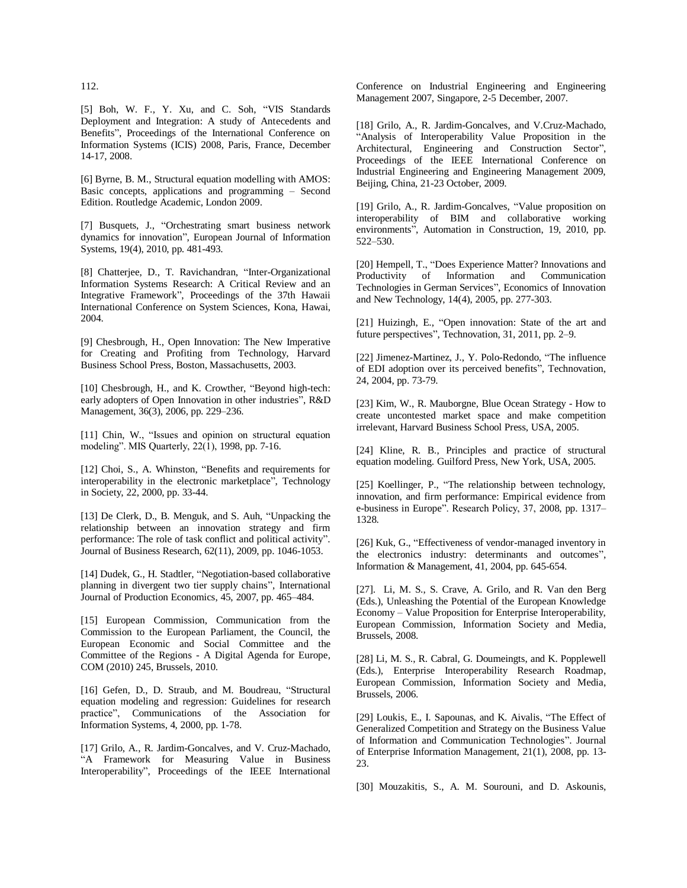112.

[5] Boh, W. F., Y. Xu, and C. Soh, "VIS Standards Deployment and Integration: A study of Antecedents and Benefits", Proceedings of the International Conference on Information Systems (ICIS) 2008, Paris, France, December 14-17, 2008.

[6] Byrne, B. M., Structural equation modelling with AMOS: Basic concepts, applications and programming – Second Edition. Routledge Academic, London 2009.

[7] Busquets, J., "Orchestrating smart business network dynamics for innovation", European Journal of Information Systems, 19(4), 2010, pp. 481-493.

[8] Chatterjee, D., T. Ravichandran, "Inter-Organizational Information Systems Research: A Critical Review and an Integrative Framework", Proceedings of the 37th Hawaii International Conference on System Sciences, Kona, Hawai, 2004.

[9] Chesbrough, H., Open Innovation: The New Imperative for Creating and Profiting from Technology, Harvard Business School Press, Boston, Massachusetts, 2003.

[10] Chesbrough, H., and K. Crowther, "Beyond high-tech: early adopters of Open Innovation in other industries", R&D Management, 36(3), 2006, pp. 229–236.

[11] Chin, W., "Issues and opinion on structural equation modeling". MIS Quarterly, 22(1), 1998, pp. 7-16.

[12] Choi, S., A. Whinston, "Benefits and requirements for interoperability in the electronic marketplace", Technology in Society, 22, 2000, pp. 33-44.

[13] De Clerk, D., B. Menguk, and S. Auh, "Unpacking the relationship between an innovation strategy and firm performance: The role of task conflict and political activity". Journal of Business Research, 62(11), 2009, pp. 1046-1053.

[14] Dudek, G., H. Stadtler, "Negotiation-based collaborative planning in divergent two tier supply chains", International Journal of Production Economics, 45, 2007, pp. 465–484.

[15] European Commission, Communication from the Commission to the European Parliament, the Council, the European Economic and Social Committee and the Committee of the Regions - A Digital Agenda for Europe, COM (2010) 245, Brussels, 2010.

[16] Gefen, D., D. Straub, and M. Boudreau, "Structural equation modeling and regression: Guidelines for research practice", Communications of the Association for Information Systems, 4, 2000, pp. 1-78.

[17] Grilo, A., R. Jardim-Goncalves, and V. Cruz-Machado, "A Framework for Measuring Value in Business Interoperability", Proceedings of the IEEE International Conference on Industrial Engineering and Engineering Management 2007, Singapore, 2-5 December, 2007.

[18] Grilo, A., R. Jardim-Goncalves, and V.Cruz-Machado, "Analysis of Interoperability Value Proposition in the Architectural, Engineering and Construction Sector", Proceedings of the IEEE International Conference on Industrial Engineering and Engineering Management 2009, Beijing, China, 21-23 October, 2009.

[19] Grilo, A., R. Jardim-Goncalves, "Value proposition on interoperability of BIM and collaborative working environments", Automation in Construction, 19, 2010, pp. 522–530.

[20] Hempell, T., "Does Experience Matter? Innovations and Productivity of Information and Communication Technologies in German Services", Economics of Innovation and New Technology, 14(4), 2005, pp. 277-303.

[21] Huizingh, E., "Open innovation: State of the art and future perspectives", Technovation, 31, 2011, pp. 2–9.

[22] Jimenez-Martinez, J., Y. Polo-Redondo, "The influence of EDI adoption over its perceived benefits", Technovation, 24, 2004, pp. 73-79.

[23] Kim, W., R. Mauborgne, Blue Ocean Strategy - How to create uncontested market space and make competition irrelevant, Harvard Business School Press, USA, 2005.

[24] Kline, R. B., Principles and practice of structural equation modeling. Guilford Press, New York, USA, 2005.

[25] Koellinger, P., "The relationship between technology, innovation, and firm performance: Empirical evidence from e-business in Europe". Research Policy, 37, 2008, pp. 1317–1328.

[26] Kuk, G., "Effectiveness of vendor-managed inventory in the electronics industry: determinants and outcomes", Information & Management, 41, 2004, pp. 645-654.

[27]. Li, M. S., S. Crave, A. Grilo, and R. Van den Berg (Eds.), Unleashing the Potential of the European Knowledge Economy – Value Proposition for Enterprise Interoperability, European Commission, Information Society and Media, Brussels, 2008.

[28] Li, M. S., R. Cabral, G. Doumeingts, and K. Popplewell (Eds.), Enterprise Interoperability Research Roadmap, European Commission, Information Society and Media, Brussels, 2006.

[29] Loukis, E., I. Sapounas, and K. Aivalis, "The Effect of Generalized Competition and Strategy on the Business Value of Information and Communication Technologies". Journal of Enterprise Information Management, 21(1), 2008, pp. 13-23.

[30] Mouzakitis, S., A. M. Sourouni, and D. Askounis,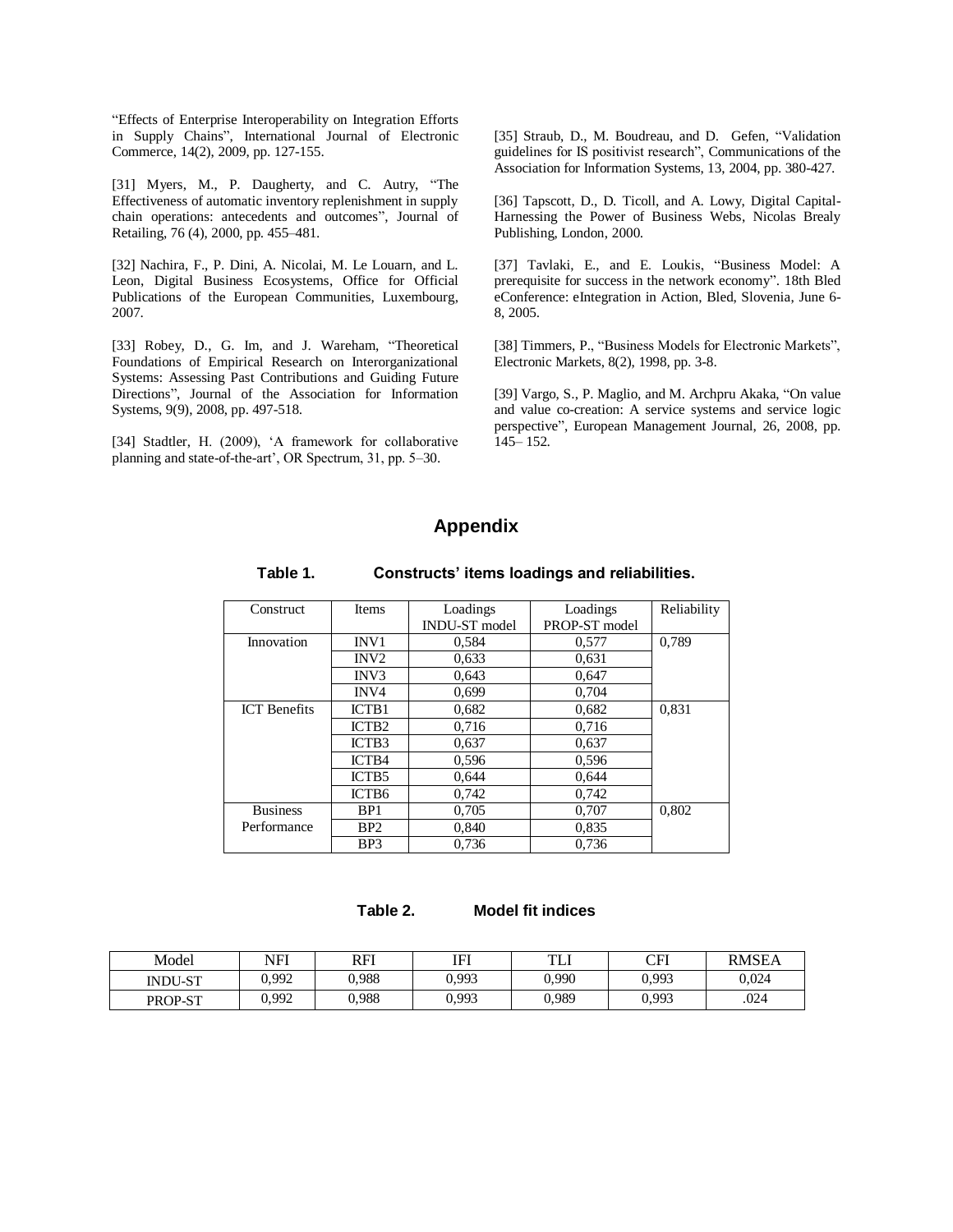"Effects of Enterprise Interoperability on Integration Efforts in Supply Chains", International Journal of Electronic Commerce, 14(2), 2009, pp. 127-155.

[31] Myers, M., P. Daugherty, and C. Autry, "The Effectiveness of automatic inventory replenishment in supply chain operations: antecedents and outcomes", Journal of Retailing, 76 (4), 2000, pp. 455–481.

[32] Nachira, F., P. Dini, A. Nicolai, M. Le Louarn, and L. Leon, Digital Business Ecosystems, Office for Official Publications of the European Communities, Luxembourg, 2007.

[33] Robey, D., G. Im, and J. Wareham, "Theoretical Foundations of Empirical Research on Interorganizational Systems: Assessing Past Contributions and Guiding Future Directions", Journal of the Association for Information Systems, 9(9), 2008, pp. 497-518.

[34] Stadtler, H. (2009), 'A framework for collaborative planning and state-of-the-art', OR Spectrum, 31, pp. 5–30.

[35] Straub, D., M. Boudreau, and D. Gefen, "Validation guidelines for IS positivist research", Communications of the Association for Information Systems, 13, 2004, pp. 380-427.

[36] Tapscott, D., D. Ticoll, and A. Lowy, Digital Capital-Harnessing the Power of Business Webs, Nicolas Brealy Publishing, London, 2000.

[37] Tavlaki, E., and E. Loukis, "Business Model: A prerequisite for success in the network economy". 18th Bled eConference: eIntegration in Action, Bled, Slovenia, June 6-8, 2005.

[38] Timmers, P., "Business Models for Electronic Markets", Electronic Markets, 8(2), 1998, pp. 3-8.

[39] Vargo, S., P. Maglio, and M. Archpru Akaka, "On value and value co-creation: A service systems and service logic perspective", European Management Journal, 26, 2008, pp. 145– 152.

## Appendix

**Table 1. Constructs' items loadings and reliabilities.**

| Construct | Items | Loadings INDU-ST model | Loadings PROP-ST model | Reliability |
|---|---|---|---|---|
| Innovation | INV1 | 0,584 | 0,577 | 0,789 |
| | INV2 | 0,633 | 0,631 | |
| | INV3 | 0,643 | 0,647 | |
| | INV4 | 0,699 | 0,704 | |
| ICT Benefits | ICTB1 | 0,682 | 0,682 | 0,831 |
| | ICTB2 | 0,716 | 0,716 | |
| | ICTB3 | 0,637 | 0,637 | |
| | ICTB4 | 0,596 | 0,596 | |
| | ICTB5 | 0,644 | 0,644 | |
| | ICTB6 | 0,742 | 0,742 | |
| Business Performance | BP1 | 0,705 | 0,707 | 0,802 |
| | BP2 | 0,840 | 0,835 | |
| | BP3 | 0,736 | 0,736 | |

**Table 2. Model fit indices**

| Model | NFI | RFI | IFI | TLI | CFI | RMSEA |
|---|---|---|---|---|---|---|
| INDU-ST | 0,992 | 0,988 | 0,993 | 0,990 | 0,993 | 0,024 |
| PROP-ST | 0,992 | 0,988 | 0,993 | 0,989 | 0,993 | .024 |